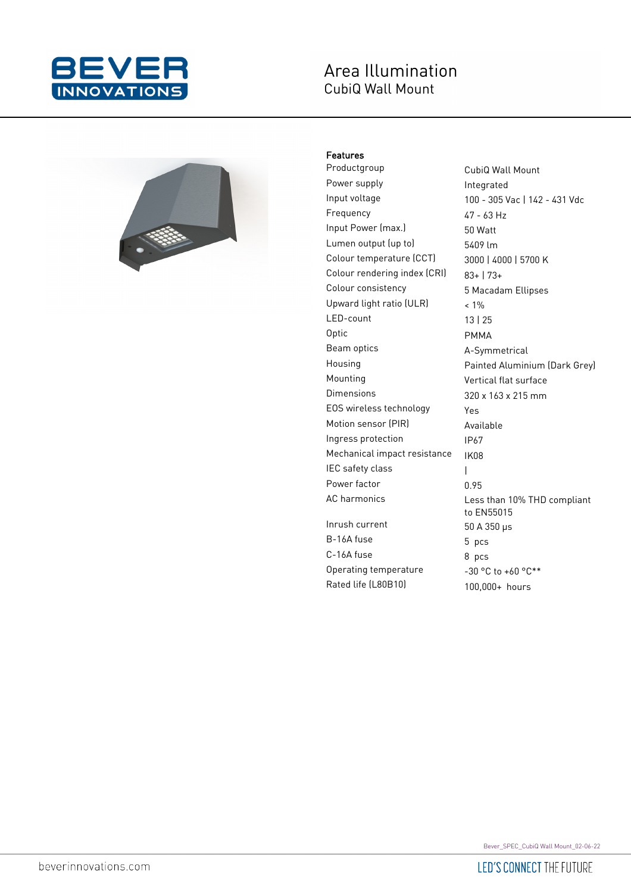# Area Illumination

## CubiQ Wall Mount

| Features | |
|---|---|
| Productgroup | CubiQ Wall Mount |
| Power supply | Integrated |
| Input voltage | 100 - 305 Vac \| 142 - 431 Vdc |
| Frequency | 47 - 63 Hz |
| Input Power (max.) | 50 Watt |
| Lumen output (up to) | 5409 lm |
| Colour temperature (CCT) | 3000 \| 4000 \| 5700 K |
| Colour rendering index (CRI) | 83+ \| 73+ |
| Colour consistency | 5 Macadam Ellipses |
| Upward light ratio (ULR) | < 1% |
| LED-count | 13 \| 25 |
| Optic | PMMA |
| Beam optics | A-Symmetrical |
| Housing | Painted Aluminium (Dark Grey) |
| Mounting | Vertical flat surface |
| Dimensions | 320 x 163 x 215 mm |
| EOS wireless technology | Yes |
| Motion sensor (PIR) | Available |
| Ingress protection | IP67 |
| Mechanical impact resistance | IK08 |
| IEC safety class | I |
| Power factor | 0.95 |
| AC harmonics | Less than 10% THD compliant to EN55015 |
| Inrush current | 50 A 350 μs |
| B-16A fuse | 5 pcs |
| C-16A fuse | 8 pcs |
| Operating temperature | -30 °C to +60 °C** |
| Rated life (L80B10) | 100,000+ hours |

Bever_SPEC_CubiQ Wall Mount_02-06-22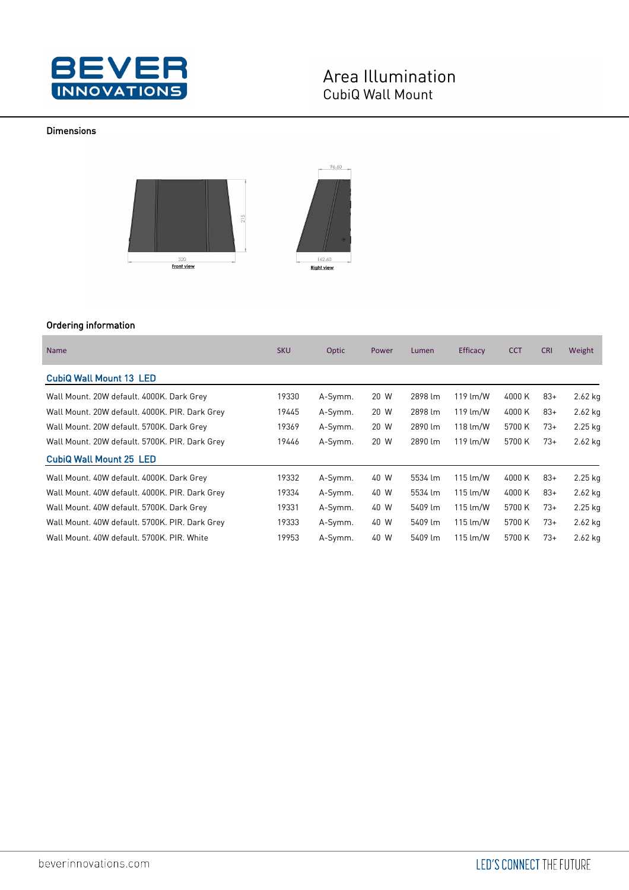# Area Illumination
## CubiQ Wall Mount

### Dimensions

96,60

215

320
Front view

162,60
Right view

### Ordering information

| Name | SKU | Optic | Power | Lumen | Efficacy | CCT | CRI | Weight |
|---|---|---|---|---|---|---|---|---|
| **CubiQ Wall Mount 13 LED** | | | | | | | | |
| Wall Mount. 20W default. 4000K. Dark Grey | 19330 | A-Symm. | 20 W | 2898 lm | 119 lm/W | 4000 K | 83+ | 2.62 kg |
| Wall Mount. 20W default. 4000K. PIR. Dark Grey | 19445 | A-Symm. | 20 W | 2898 lm | 119 lm/W | 4000 K | 83+ | 2.62 kg |
| Wall Mount. 20W default. 5700K. Dark Grey | 19369 | A-Symm. | 20 W | 2890 lm | 118 lm/W | 5700 K | 73+ | 2.25 kg |
| Wall Mount. 20W default. 5700K. PIR. Dark Grey | 19446 | A-Symm. | 20 W | 2890 lm | 119 lm/W | 5700 K | 73+ | 2.62 kg |
| **CubiQ Wall Mount 25 LED** | | | | | | | | |
| Wall Mount. 40W default. 4000K. Dark Grey | 19332 | A-Symm. | 40 W | 5534 lm | 115 lm/W | 4000 K | 83+ | 2.25 kg |
| Wall Mount. 40W default. 4000K. PIR. Dark Grey | 19334 | A-Symm. | 40 W | 5534 lm | 115 lm/W | 4000 K | 83+ | 2.62 kg |
| Wall Mount. 40W default. 5700K. Dark Grey | 19331 | A-Symm. | 40 W | 5409 lm | 115 lm/W | 5700 K | 73+ | 2.25 kg |
| Wall Mount. 40W default. 5700K. PIR. Dark Grey | 19333 | A-Symm. | 40 W | 5409 lm | 115 lm/W | 5700 K | 73+ | 2.62 kg |
| Wall Mount. 40W default. 5700K. PIR. White | 19953 | A-Symm. | 40 W | 5409 lm | 115 lm/W | 5700 K | 73+ | 2.62 kg |